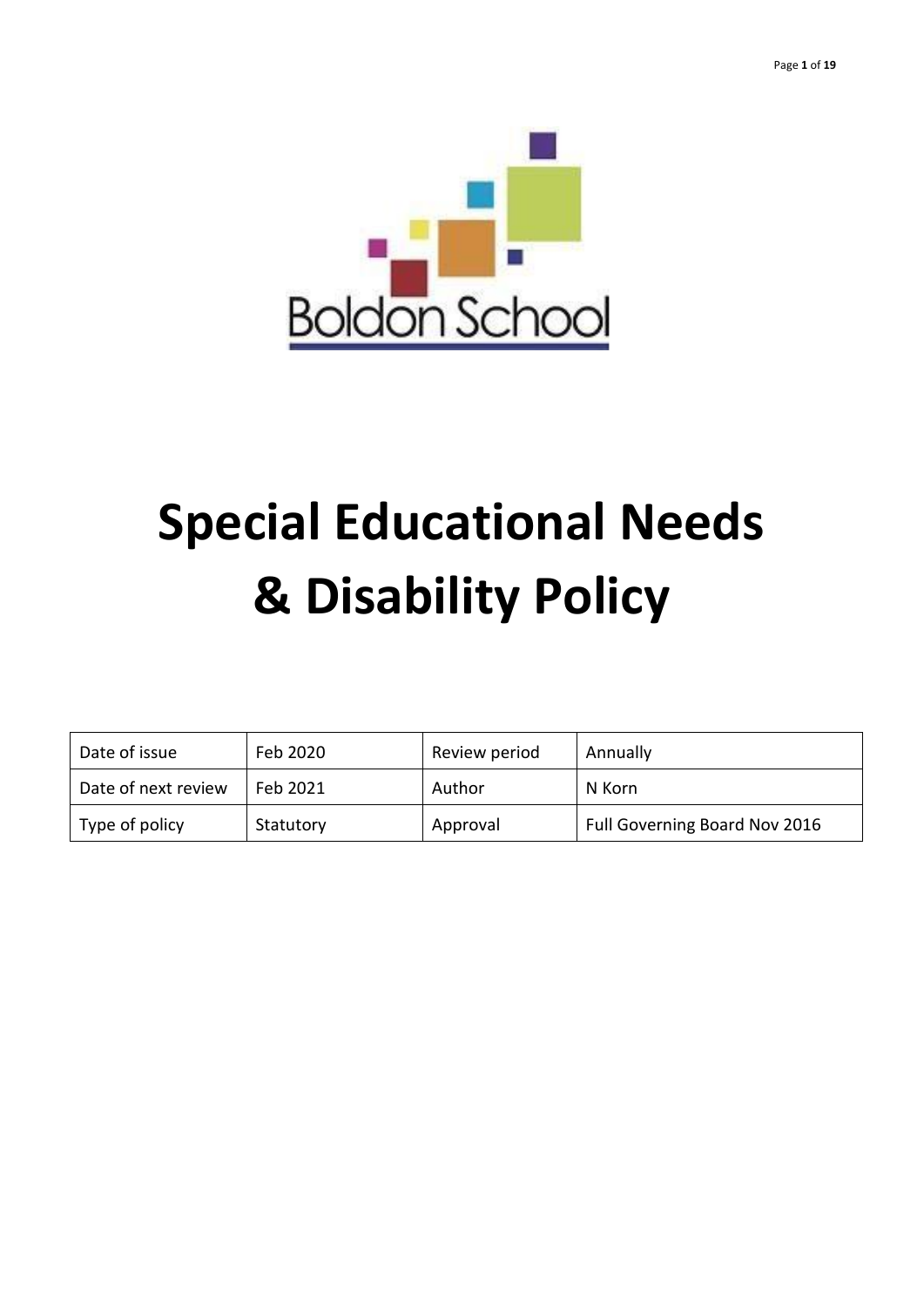Boldon School

# Special Educational Needs & Disability Policy

| Date of issue | Feb 2020 | Review period | Annually |
| --- | --- | --- | --- |
| Date of next review | Feb 2021 | Author | N Korn |
| Type of policy | Statutory | Approval | Full Governing Board Nov 2016 |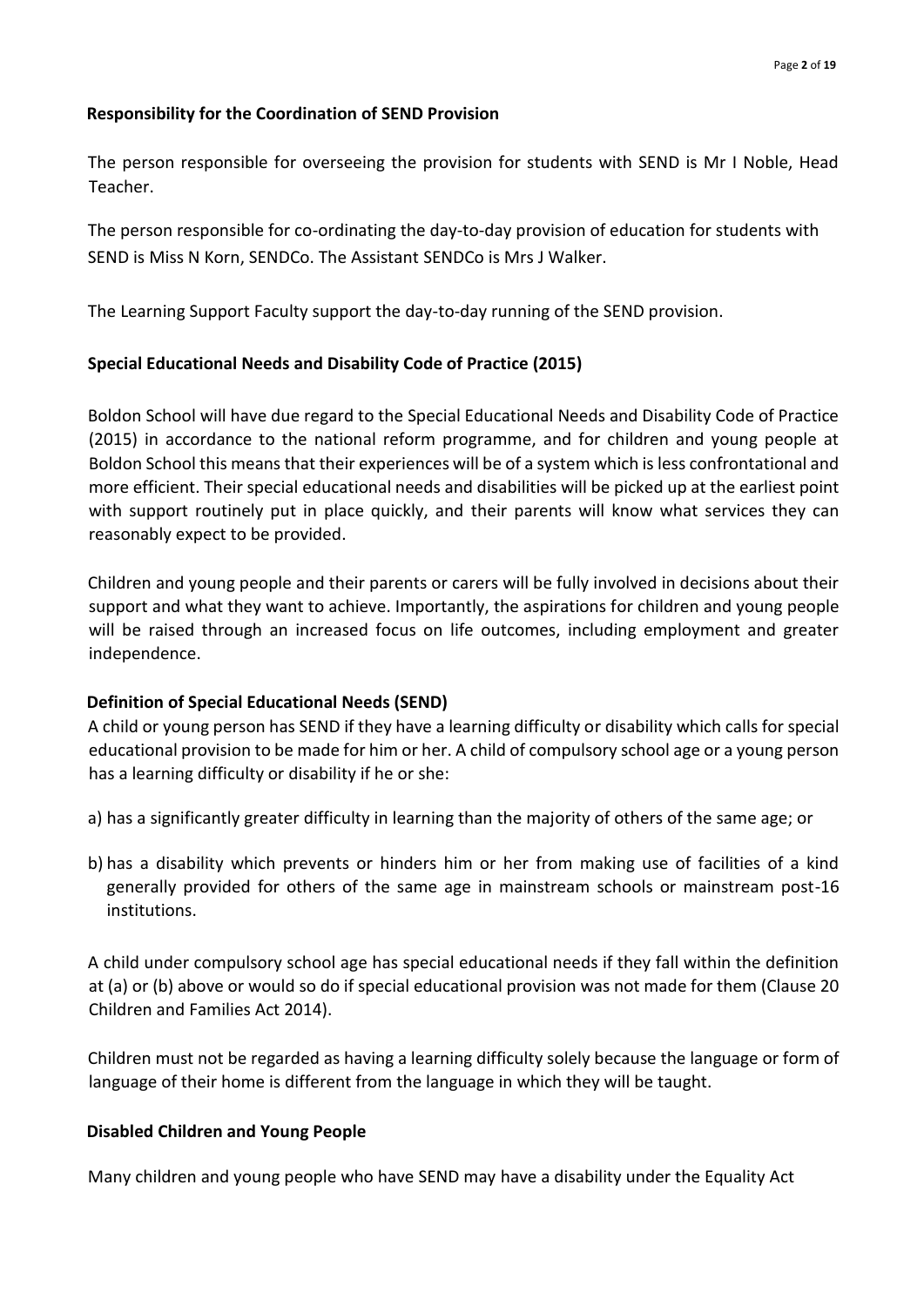**Responsibility for the Coordination of SEND Provision**

The person responsible for overseeing the provision for students with SEND is Mr I Noble, Head Teacher.

The person responsible for co-ordinating the day-to-day provision of education for students with SEND is Miss N Korn, SENDCo. The Assistant SENDCo is Mrs J Walker.

The Learning Support Faculty support the day-to-day running of the SEND provision.

**Special Educational Needs and Disability Code of Practice (2015)**

Boldon School will have due regard to the Special Educational Needs and Disability Code of Practice (2015) in accordance to the national reform programme, and for children and young people at Boldon School this means that their experiences will be of a system which is less confrontational and more efficient. Their special educational needs and disabilities will be picked up at the earliest point with support routinely put in place quickly, and their parents will know what services they can reasonably expect to be provided.

Children and young people and their parents or carers will be fully involved in decisions about their support and what they want to achieve. Importantly, the aspirations for children and young people will be raised through an increased focus on life outcomes, including employment and greater independence.

**Definition of Special Educational Needs (SEND)**

A child or young person has SEND if they have a learning difficulty or disability which calls for special educational provision to be made for him or her. A child of compulsory school age or a young person has a learning difficulty or disability if he or she:

a) has a significantly greater difficulty in learning than the majority of others of the same age; or

b) has a disability which prevents or hinders him or her from making use of facilities of a kind generally provided for others of the same age in mainstream schools or mainstream post-16 institutions.

A child under compulsory school age has special educational needs if they fall within the definition at (a) or (b) above or would so do if special educational provision was not made for them (Clause 20 Children and Families Act 2014).

Children must not be regarded as having a learning difficulty solely because the language or form of language of their home is different from the language in which they will be taught.

**Disabled Children and Young People**

Many children and young people who have SEND may have a disability under the Equality Act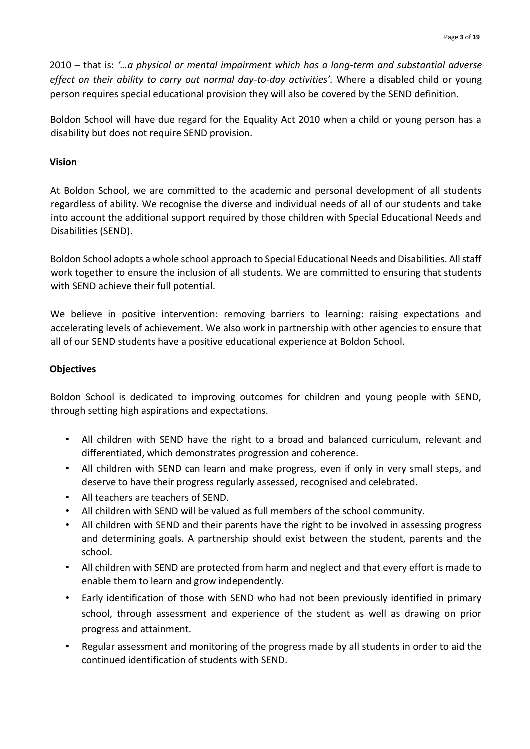2010 – that is: *'…a physical or mental impairment which has a long-term and substantial adverse effect on their ability to carry out normal day-to-day activities'.* Where a disabled child or young person requires special educational provision they will also be covered by the SEND definition.

Boldon School will have due regard for the Equality Act 2010 when a child or young person has a disability but does not require SEND provision.

## Vision

At Boldon School, we are committed to the academic and personal development of all students regardless of ability. We recognise the diverse and individual needs of all of our students and take into account the additional support required by those children with Special Educational Needs and Disabilities (SEND).

Boldon School adopts a whole school approach to Special Educational Needs and Disabilities. All staff work together to ensure the inclusion of all students. We are committed to ensuring that students with SEND achieve their full potential.

We believe in positive intervention: removing barriers to learning: raising expectations and accelerating levels of achievement. We also work in partnership with other agencies to ensure that all of our SEND students have a positive educational experience at Boldon School.

## Objectives

Boldon School is dedicated to improving outcomes for children and young people with SEND, through setting high aspirations and expectations.

- All children with SEND have the right to a broad and balanced curriculum, relevant and differentiated, which demonstrates progression and coherence.
- All children with SEND can learn and make progress, even if only in very small steps, and deserve to have their progress regularly assessed, recognised and celebrated.
- All teachers are teachers of SEND.
- All children with SEND will be valued as full members of the school community.
- All children with SEND and their parents have the right to be involved in assessing progress and determining goals. A partnership should exist between the student, parents and the school.
- All children with SEND are protected from harm and neglect and that every effort is made to enable them to learn and grow independently.
- Early identification of those with SEND who had not been previously identified in primary school, through assessment and experience of the student as well as drawing on prior progress and attainment.
- Regular assessment and monitoring of the progress made by all students in order to aid the continued identification of students with SEND.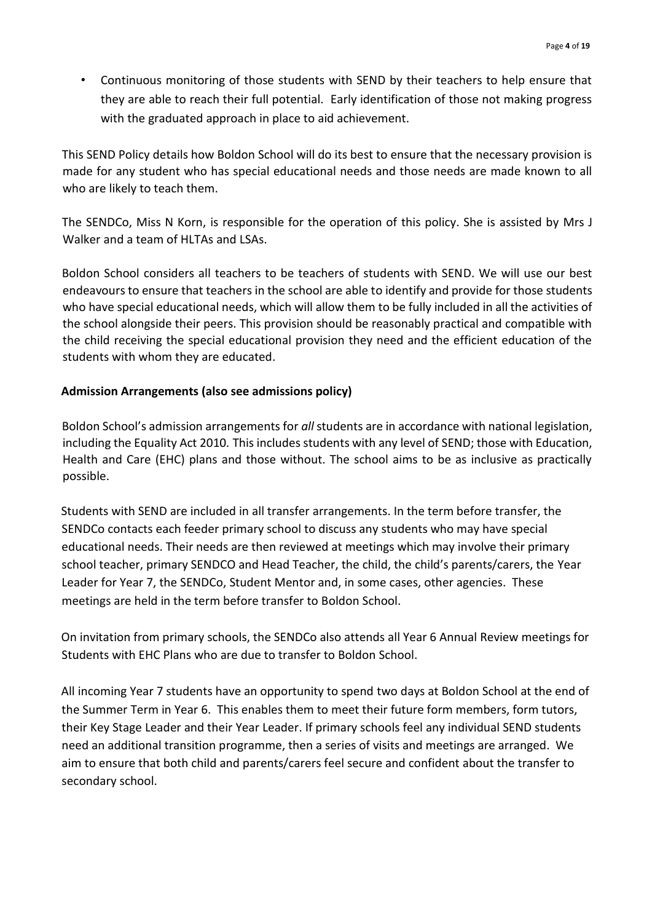- Continuous monitoring of those students with SEND by their teachers to help ensure that they are able to reach their full potential. Early identification of those not making progress with the graduated approach in place to aid achievement.

This SEND Policy details how Boldon School will do its best to ensure that the necessary provision is made for any student who has special educational needs and those needs are made known to all who are likely to teach them.

The SENDCo, Miss N Korn, is responsible for the operation of this policy. She is assisted by Mrs J Walker and a team of HLTAs and LSAs.

Boldon School considers all teachers to be teachers of students with SEND. We will use our best endeavours to ensure that teachers in the school are able to identify and provide for those students who have special educational needs, which will allow them to be fully included in all the activities of the school alongside their peers. This provision should be reasonably practical and compatible with the child receiving the special educational provision they need and the efficient education of the students with whom they are educated.

**Admission Arrangements (also see admissions policy)**

Boldon School's admission arrangements for *all* students are in accordance with national legislation, including the Equality Act 2010. This includes students with any level of SEND; those with Education, Health and Care (EHC) plans and those without. The school aims to be as inclusive as practically possible.

Students with SEND are included in all transfer arrangements. In the term before transfer, the SENDCo contacts each feeder primary school to discuss any students who may have special educational needs. Their needs are then reviewed at meetings which may involve their primary school teacher, primary SENDCO and Head Teacher, the child, the child's parents/carers, the Year Leader for Year 7, the SENDCo, Student Mentor and, in some cases, other agencies. These meetings are held in the term before transfer to Boldon School.

On invitation from primary schools, the SENDCo also attends all Year 6 Annual Review meetings for Students with EHC Plans who are due to transfer to Boldon School.

All incoming Year 7 students have an opportunity to spend two days at Boldon School at the end of the Summer Term in Year 6. This enables them to meet their future form members, form tutors, their Key Stage Leader and their Year Leader. If primary schools feel any individual SEND students need an additional transition programme, then a series of visits and meetings are arranged. We aim to ensure that both child and parents/carers feel secure and confident about the transfer to secondary school.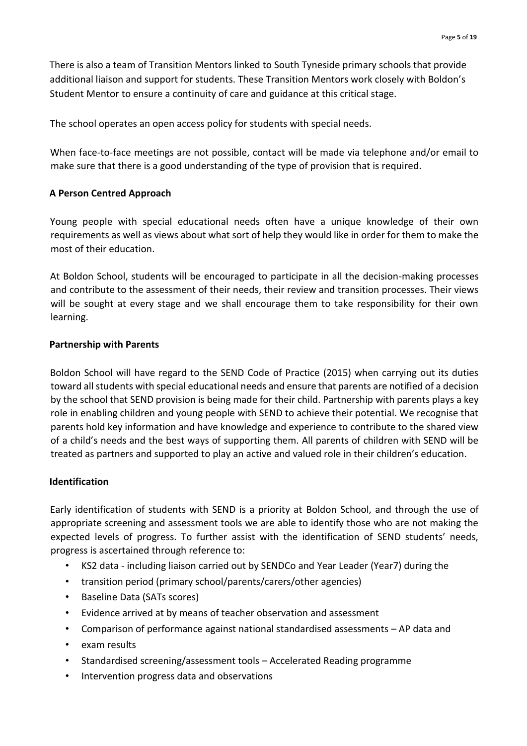There is also a team of Transition Mentors linked to South Tyneside primary schools that provide additional liaison and support for students. These Transition Mentors work closely with Boldon's Student Mentor to ensure a continuity of care and guidance at this critical stage.

The school operates an open access policy for students with special needs.

When face-to-face meetings are not possible, contact will be made via telephone and/or email to make sure that there is a good understanding of the type of provision that is required.

**A Person Centred Approach**

Young people with special educational needs often have a unique knowledge of their own requirements as well as views about what sort of help they would like in order for them to make the most of their education.

At Boldon School, students will be encouraged to participate in all the decision-making processes and contribute to the assessment of their needs, their review and transition processes. Their views will be sought at every stage and we shall encourage them to take responsibility for their own learning.

**Partnership with Parents**

Boldon School will have regard to the SEND Code of Practice (2015) when carrying out its duties toward all students with special educational needs and ensure that parents are notified of a decision by the school that SEND provision is being made for their child. Partnership with parents plays a key role in enabling children and young people with SEND to achieve their potential. We recognise that parents hold key information and have knowledge and experience to contribute to the shared view of a child's needs and the best ways of supporting them. All parents of children with SEND will be treated as partners and supported to play an active and valued role in their children's education.

**Identification**

Early identification of students with SEND is a priority at Boldon School, and through the use of appropriate screening and assessment tools we are able to identify those who are not making the expected levels of progress. To further assist with the identification of SEND students' needs, progress is ascertained through reference to:

- KS2 data - including liaison carried out by SENDCo and Year Leader (Year7) during the
- transition period (primary school/parents/carers/other agencies)
- Baseline Data (SATs scores)
- Evidence arrived at by means of teacher observation and assessment
- Comparison of performance against national standardised assessments – AP data and
- exam results
- Standardised screening/assessment tools – Accelerated Reading programme
- Intervention progress data and observations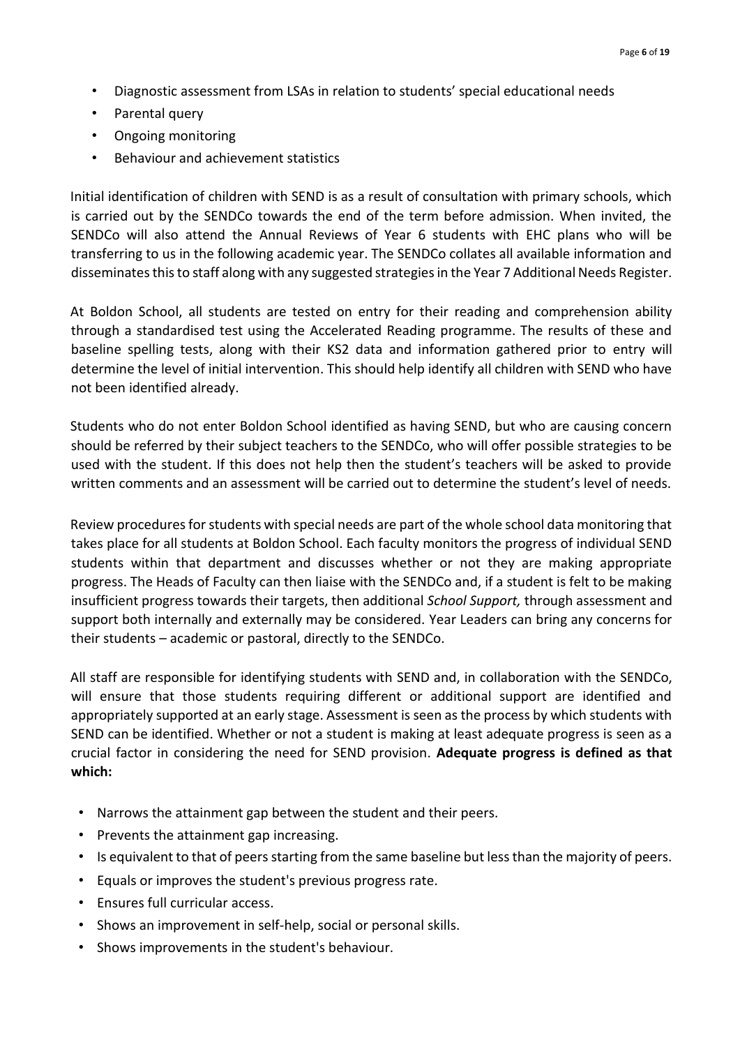- Diagnostic assessment from LSAs in relation to students' special educational needs
- Parental query
- Ongoing monitoring
- Behaviour and achievement statistics

Initial identification of children with SEND is as a result of consultation with primary schools, which is carried out by the SENDCo towards the end of the term before admission. When invited, the SENDCo will also attend the Annual Reviews of Year 6 students with EHC plans who will be transferring to us in the following academic year. The SENDCo collates all available information and disseminates this to staff along with any suggested strategies in the Year 7 Additional Needs Register.

At Boldon School, all students are tested on entry for their reading and comprehension ability through a standardised test using the Accelerated Reading programme. The results of these and baseline spelling tests, along with their KS2 data and information gathered prior to entry will determine the level of initial intervention. This should help identify all children with SEND who have not been identified already.

Students who do not enter Boldon School identified as having SEND, but who are causing concern should be referred by their subject teachers to the SENDCo, who will offer possible strategies to be used with the student. If this does not help then the student's teachers will be asked to provide written comments and an assessment will be carried out to determine the student's level of needs.

Review procedures for students with special needs are part of the whole school data monitoring that takes place for all students at Boldon School. Each faculty monitors the progress of individual SEND students within that department and discusses whether or not they are making appropriate progress. The Heads of Faculty can then liaise with the SENDCo and, if a student is felt to be making insufficient progress towards their targets, then additional *School Support,* through assessment and support both internally and externally may be considered. Year Leaders can bring any concerns for their students – academic or pastoral, directly to the SENDCo.

All staff are responsible for identifying students with SEND and, in collaboration with the SENDCo, will ensure that those students requiring different or additional support are identified and appropriately supported at an early stage. Assessment is seen as the process by which students with SEND can be identified. Whether or not a student is making at least adequate progress is seen as a crucial factor in considering the need for SEND provision. **Adequate progress is defined as that which:**

- Narrows the attainment gap between the student and their peers.
- Prevents the attainment gap increasing.
- Is equivalent to that of peers starting from the same baseline but less than the majority of peers.
- Equals or improves the student's previous progress rate.
- Ensures full curricular access.
- Shows an improvement in self-help, social or personal skills.
- Shows improvements in the student's behaviour.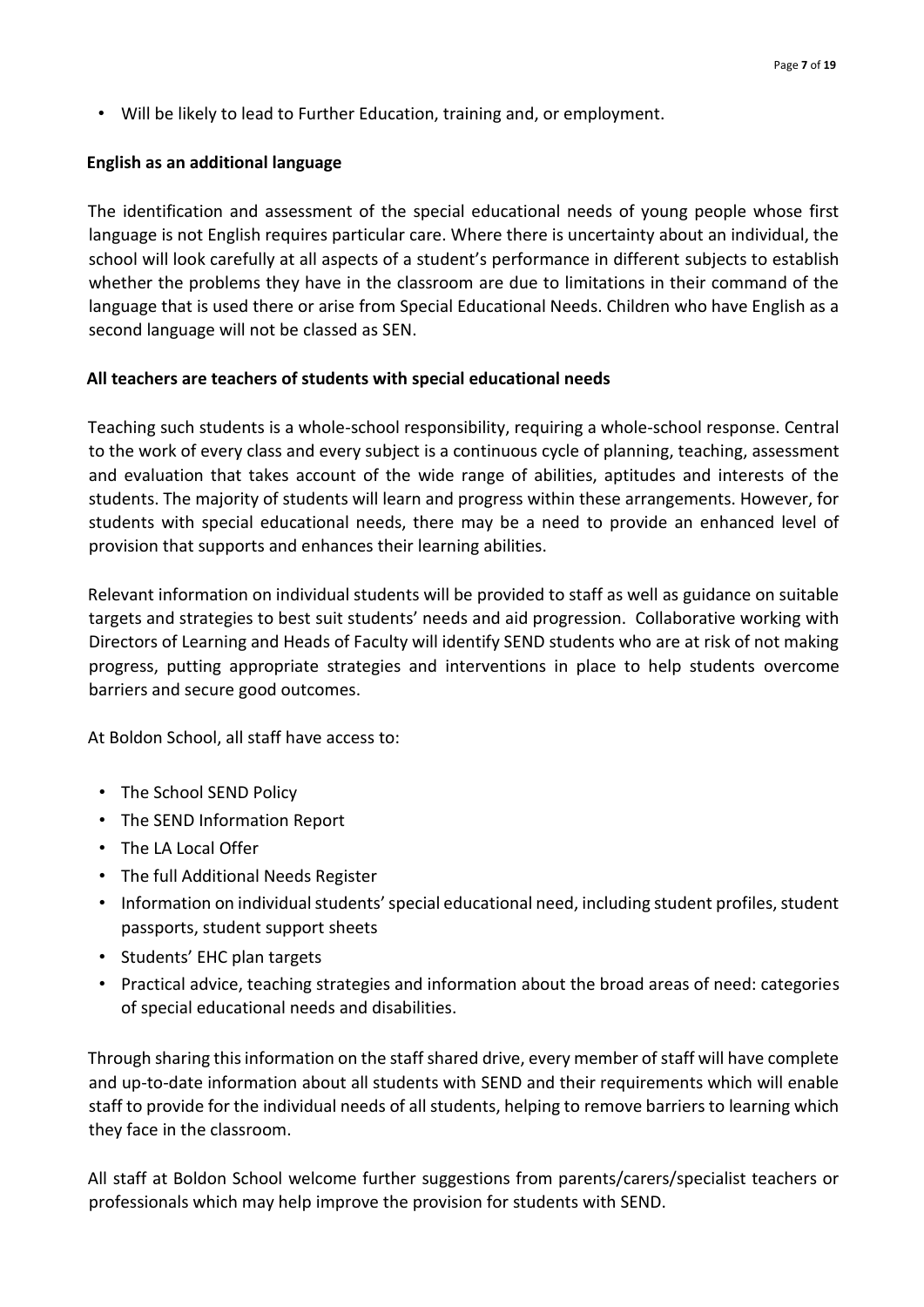- Will be likely to lead to Further Education, training and, or employment.

**English as an additional language**

The identification and assessment of the special educational needs of young people whose first language is not English requires particular care. Where there is uncertainty about an individual, the school will look carefully at all aspects of a student's performance in different subjects to establish whether the problems they have in the classroom are due to limitations in their command of the language that is used there or arise from Special Educational Needs. Children who have English as a second language will not be classed as SEN.

**All teachers are teachers of students with special educational needs**

Teaching such students is a whole-school responsibility, requiring a whole-school response. Central to the work of every class and every subject is a continuous cycle of planning, teaching, assessment and evaluation that takes account of the wide range of abilities, aptitudes and interests of the students. The majority of students will learn and progress within these arrangements. However, for students with special educational needs, there may be a need to provide an enhanced level of provision that supports and enhances their learning abilities.

Relevant information on individual students will be provided to staff as well as guidance on suitable targets and strategies to best suit students' needs and aid progression. Collaborative working with Directors of Learning and Heads of Faculty will identify SEND students who are at risk of not making progress, putting appropriate strategies and interventions in place to help students overcome barriers and secure good outcomes.

At Boldon School, all staff have access to:

- The School SEND Policy
- The SEND Information Report
- The LA Local Offer
- The full Additional Needs Register
- Information on individual students' special educational need, including student profiles, student passports, student support sheets
- Students' EHC plan targets
- Practical advice, teaching strategies and information about the broad areas of need: categories of special educational needs and disabilities.

Through sharing this information on the staff shared drive, every member of staff will have complete and up-to-date information about all students with SEND and their requirements which will enable staff to provide for the individual needs of all students, helping to remove barriers to learning which they face in the classroom.

All staff at Boldon School welcome further suggestions from parents/carers/specialist teachers or professionals which may help improve the provision for students with SEND.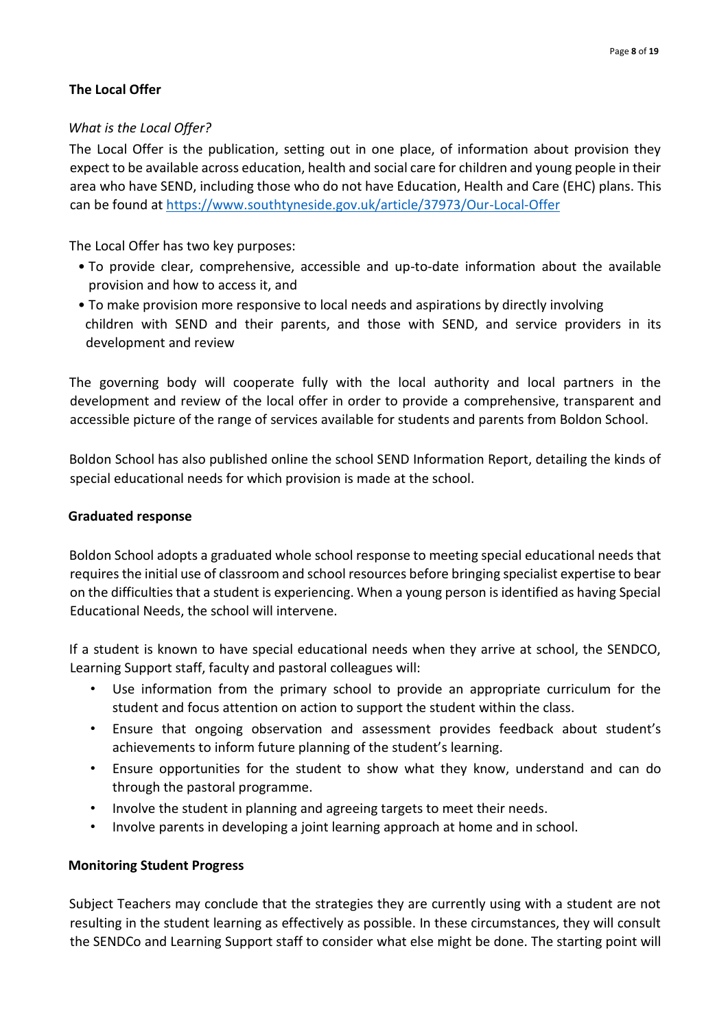**The Local Offer**

*What is the Local Offer?*

The Local Offer is the publication, setting out in one place, of information about provision they expect to be available across education, health and social care for children and young people in their area who have SEND, including those who do not have Education, Health and Care (EHC) plans. This can be found at [https://www.southtyneside.gov.uk/article/37973/Our-Local-Offer](https://www.southtyneside.gov.uk/article/37973/Our-Local-Offer)

The Local Offer has two key purposes:

- To provide clear, comprehensive, accessible and up-to-date information about the available provision and how to access it, and
- To make provision more responsive to local needs and aspirations by directly involving children with SEND and their parents, and those with SEND, and service providers in its development and review

The governing body will cooperate fully with the local authority and local partners in the development and review of the local offer in order to provide a comprehensive, transparent and accessible picture of the range of services available for students and parents from Boldon School.

Boldon School has also published online the school SEND Information Report, detailing the kinds of special educational needs for which provision is made at the school.

**Graduated response**

Boldon School adopts a graduated whole school response to meeting special educational needs that requires the initial use of classroom and school resources before bringing specialist expertise to bear on the difficulties that a student is experiencing. When a young person is identified as having Special Educational Needs, the school will intervene.

If a student is known to have special educational needs when they arrive at school, the SENDCO, Learning Support staff, faculty and pastoral colleagues will:

- Use information from the primary school to provide an appropriate curriculum for the student and focus attention on action to support the student within the class.
- Ensure that ongoing observation and assessment provides feedback about student's achievements to inform future planning of the student's learning.
- Ensure opportunities for the student to show what they know, understand and can do through the pastoral programme.
- Involve the student in planning and agreeing targets to meet their needs.
- Involve parents in developing a joint learning approach at home and in school.

**Monitoring Student Progress**

Subject Teachers may conclude that the strategies they are currently using with a student are not resulting in the student learning as effectively as possible. In these circumstances, they will consult the SENDCo and Learning Support staff to consider what else might be done. The starting point will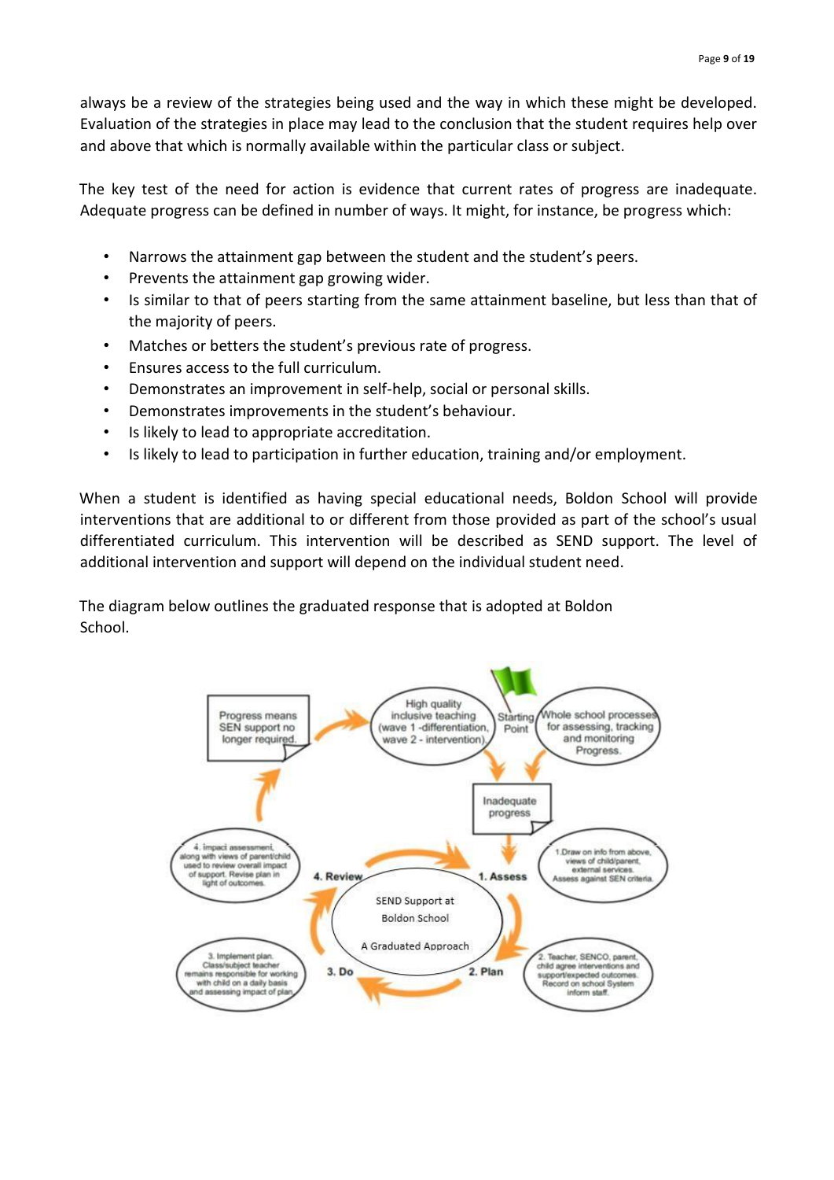always be a review of the strategies being used and the way in which these might be developed. Evaluation of the strategies in place may lead to the conclusion that the student requires help over and above that which is normally available within the particular class or subject.

The key test of the need for action is evidence that current rates of progress are inadequate. Adequate progress can be defined in number of ways. It might, for instance, be progress which:

- Narrows the attainment gap between the student and the student's peers.
- Prevents the attainment gap growing wider.
- Is similar to that of peers starting from the same attainment baseline, but less than that of the majority of peers.
- Matches or betters the student's previous rate of progress.
- Ensures access to the full curriculum.
- Demonstrates an improvement in self-help, social or personal skills.
- Demonstrates improvements in the student's behaviour.
- Is likely to lead to appropriate accreditation.
- Is likely to lead to participation in further education, training and/or employment.

When a student is identified as having special educational needs, Boldon School will provide interventions that are additional to or different from those provided as part of the school's usual differentiated curriculum. This intervention will be described as SEND support. The level of additional intervention and support will depend on the individual student need.

The diagram below outlines the graduated response that is adopted at Boldon School.

Starting Point

High quality inclusive teaching (wave 1 -differentiation, wave 2 - intervention)

Whole school processes for assessing, tracking and monitoring Progress.

Inadequate progress

Progress means SEN support no longer required.

SEND Support at Boldon School

A Graduated Approach

1. Assess — 1. Draw on info from above, views of child/parent, external services. Assess against SEN criteria.

2. Plan — 2. Teacher, SENCO, parent, child agree interventions and support/expected outcomes. Record on school System inform staff.

3. Do — 3. Implement plan. Class/subject teacher remains responsible for working with child on a daily basis and assessing impact of plan.

4. Review — 4. Impact assessment, along with views of parent/child used to review overall impact of support. Revise plan in light of outcomes.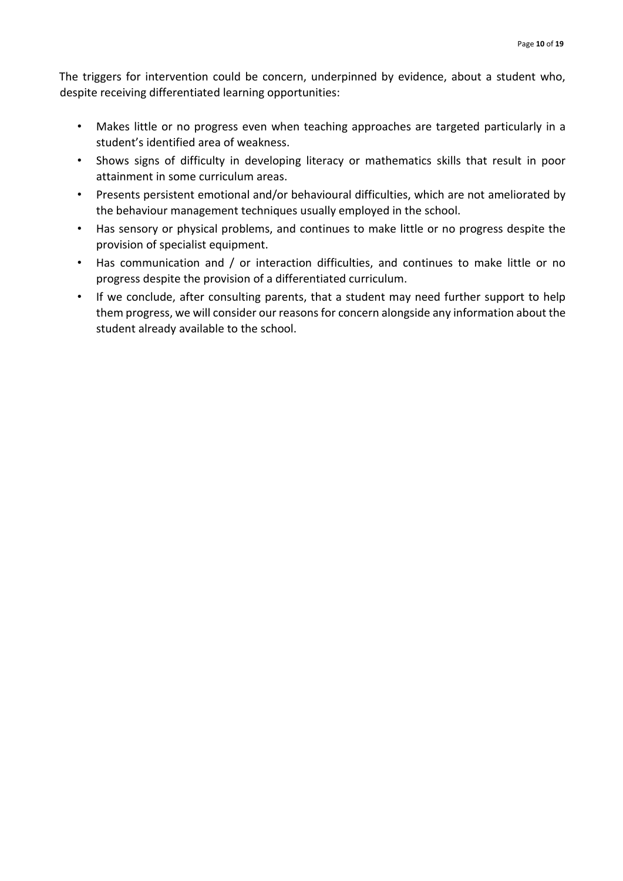The triggers for intervention could be concern, underpinned by evidence, about a student who, despite receiving differentiated learning opportunities:

- Makes little or no progress even when teaching approaches are targeted particularly in a student's identified area of weakness.
- Shows signs of difficulty in developing literacy or mathematics skills that result in poor attainment in some curriculum areas.
- Presents persistent emotional and/or behavioural difficulties, which are not ameliorated by the behaviour management techniques usually employed in the school.
- Has sensory or physical problems, and continues to make little or no progress despite the provision of specialist equipment.
- Has communication and / or interaction difficulties, and continues to make little or no progress despite the provision of a differentiated curriculum.
- If we conclude, after consulting parents, that a student may need further support to help them progress, we will consider our reasons for concern alongside any information about the student already available to the school.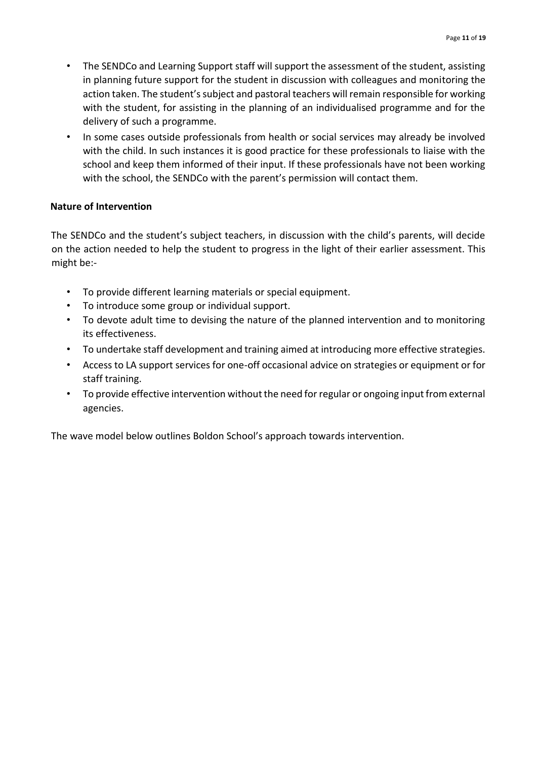- The SENDCo and Learning Support staff will support the assessment of the student, assisting in planning future support for the student in discussion with colleagues and monitoring the action taken. The student's subject and pastoral teachers will remain responsible for working with the student, for assisting in the planning of an individualised programme and for the delivery of such a programme.
- In some cases outside professionals from health or social services may already be involved with the child. In such instances it is good practice for these professionals to liaise with the school and keep them informed of their input. If these professionals have not been working with the school, the SENDCo with the parent's permission will contact them.

**Nature of Intervention**

The SENDCo and the student's subject teachers, in discussion with the child's parents, will decide on the action needed to help the student to progress in the light of their earlier assessment. This might be:-

- To provide different learning materials or special equipment.
- To introduce some group or individual support.
- To devote adult time to devising the nature of the planned intervention and to monitoring its effectiveness.
- To undertake staff development and training aimed at introducing more effective strategies.
- Access to LA support services for one-off occasional advice on strategies or equipment or for staff training.
- To provide effective intervention without the need for regular or ongoing input from external agencies.

The wave model below outlines Boldon School's approach towards intervention.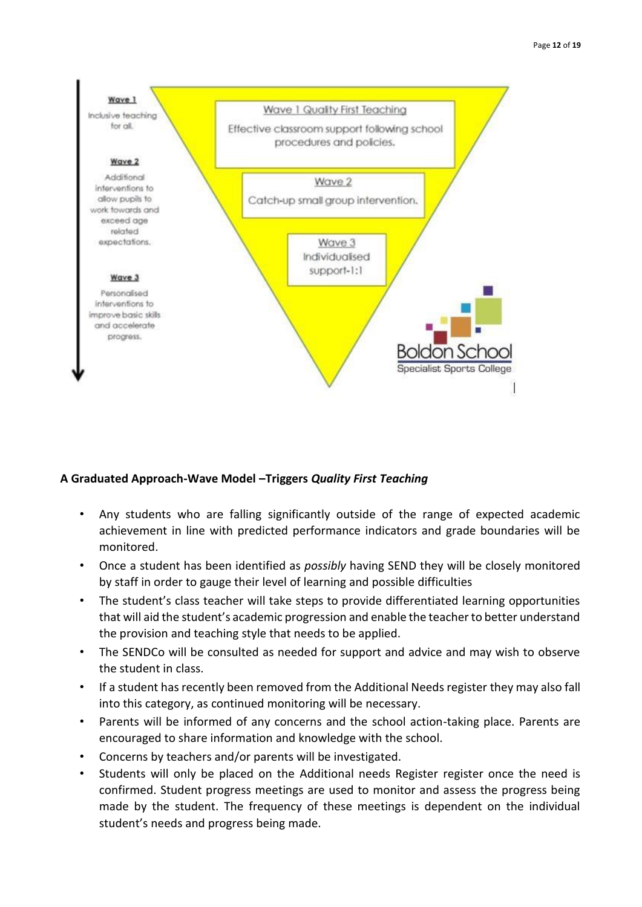**Wave 1**

Inclusive teaching for all.

**Wave 2**

Additional interventions to allow pupils to work towards and exceed age related expectations.

**Wave 3**

Personalised interventions to improve basic skills and accelerate progress.

Wave 1 Quality First Teaching

Effective classroom support following school procedures and policies.

Wave 2

Catch-up small group intervention.

Wave 3

Individualised support-1:1

Boldon School

Specialist Sports College

**A Graduated Approach-Wave Model –Triggers *Quality First Teaching***

- Any students who are falling significantly outside of the range of expected academic achievement in line with predicted performance indicators and grade boundaries will be monitored.
- Once a student has been identified as *possibly* having SEND they will be closely monitored by staff in order to gauge their level of learning and possible difficulties
- The student's class teacher will take steps to provide differentiated learning opportunities that will aid the student's academic progression and enable the teacher to better understand the provision and teaching style that needs to be applied.
- The SENDCo will be consulted as needed for support and advice and may wish to observe the student in class.
- If a student has recently been removed from the Additional Needs register they may also fall into this category, as continued monitoring will be necessary.
- Parents will be informed of any concerns and the school action-taking place. Parents are encouraged to share information and knowledge with the school.
- Concerns by teachers and/or parents will be investigated.
- Students will only be placed on the Additional needs Register register once the need is confirmed. Student progress meetings are used to monitor and assess the progress being made by the student. The frequency of these meetings is dependent on the individual student's needs and progress being made.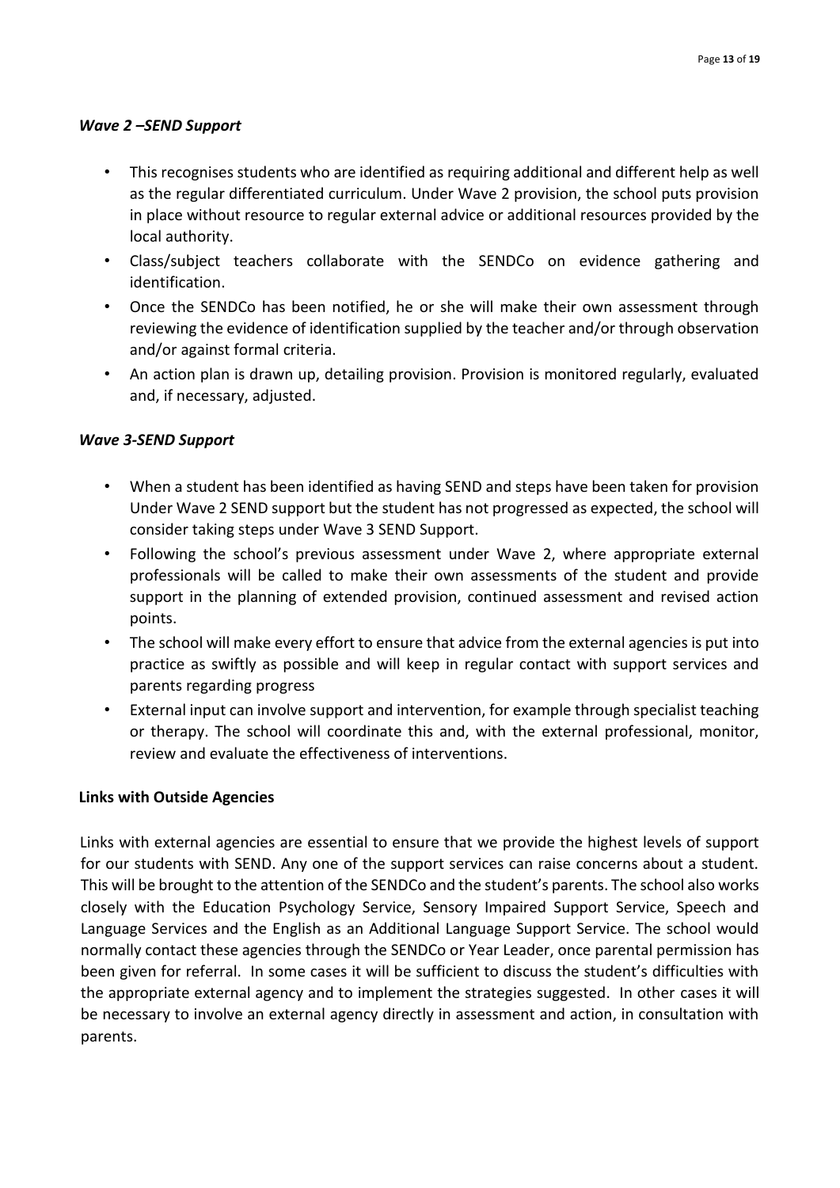### *Wave 2 –SEND Support*

- This recognises students who are identified as requiring additional and different help as well as the regular differentiated curriculum. Under Wave 2 provision, the school puts provision in place without resource to regular external advice or additional resources provided by the local authority.
- Class/subject teachers collaborate with the SENDCo on evidence gathering and identification.
- Once the SENDCo has been notified, he or she will make their own assessment through reviewing the evidence of identification supplied by the teacher and/or through observation and/or against formal criteria.
- An action plan is drawn up, detailing provision. Provision is monitored regularly, evaluated and, if necessary, adjusted.

### *Wave 3-SEND Support*

- When a student has been identified as having SEND and steps have been taken for provision Under Wave 2 SEND support but the student has not progressed as expected, the school will consider taking steps under Wave 3 SEND Support.
- Following the school's previous assessment under Wave 2, where appropriate external professionals will be called to make their own assessments of the student and provide support in the planning of extended provision, continued assessment and revised action points.
- The school will make every effort to ensure that advice from the external agencies is put into practice as swiftly as possible and will keep in regular contact with support services and parents regarding progress
- External input can involve support and intervention, for example through specialist teaching or therapy. The school will coordinate this and, with the external professional, monitor, review and evaluate the effectiveness of interventions.

### Links with Outside Agencies

Links with external agencies are essential to ensure that we provide the highest levels of support for our students with SEND. Any one of the support services can raise concerns about a student. This will be brought to the attention of the SENDCo and the student's parents. The school also works closely with the Education Psychology Service, Sensory Impaired Support Service, Speech and Language Services and the English as an Additional Language Support Service. The school would normally contact these agencies through the SENDCo or Year Leader, once parental permission has been given for referral. In some cases it will be sufficient to discuss the student's difficulties with the appropriate external agency and to implement the strategies suggested. In other cases it will be necessary to involve an external agency directly in assessment and action, in consultation with parents.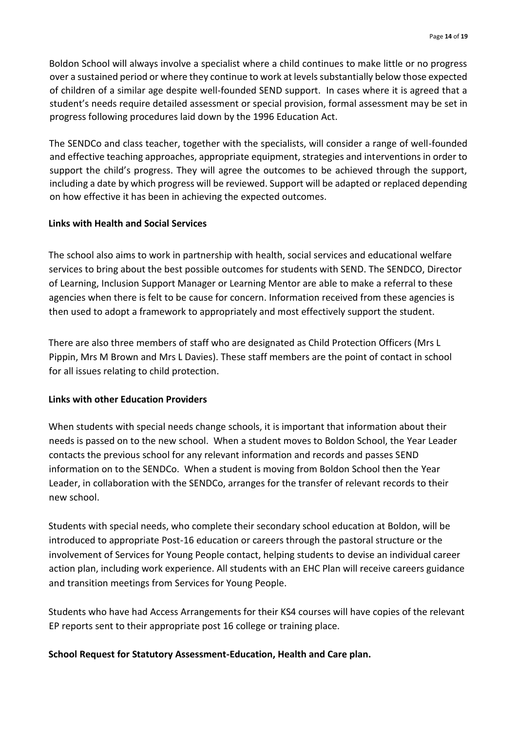Boldon School will always involve a specialist where a child continues to make little or no progress over a sustained period or where they continue to work at levels substantially below those expected of children of a similar age despite well-founded SEND support. In cases where it is agreed that a student's needs require detailed assessment or special provision, formal assessment may be set in progress following procedures laid down by the 1996 Education Act.

The SENDCo and class teacher, together with the specialists, will consider a range of well-founded and effective teaching approaches, appropriate equipment, strategies and interventions in order to support the child's progress. They will agree the outcomes to be achieved through the support, including a date by which progress will be reviewed. Support will be adapted or replaced depending on how effective it has been in achieving the expected outcomes.

**Links with Health and Social Services**

The school also aims to work in partnership with health, social services and educational welfare services to bring about the best possible outcomes for students with SEND. The SENDCO, Director of Learning, Inclusion Support Manager or Learning Mentor are able to make a referral to these agencies when there is felt to be cause for concern. Information received from these agencies is then used to adopt a framework to appropriately and most effectively support the student.

There are also three members of staff who are designated as Child Protection Officers (Mrs L Pippin, Mrs M Brown and Mrs L Davies). These staff members are the point of contact in school for all issues relating to child protection.

**Links with other Education Providers**

When students with special needs change schools, it is important that information about their needs is passed on to the new school. When a student moves to Boldon School, the Year Leader contacts the previous school for any relevant information and records and passes SEND information on to the SENDCo. When a student is moving from Boldon School then the Year Leader, in collaboration with the SENDCo, arranges for the transfer of relevant records to their new school.

Students with special needs, who complete their secondary school education at Boldon, will be introduced to appropriate Post-16 education or careers through the pastoral structure or the involvement of Services for Young People contact, helping students to devise an individual career action plan, including work experience. All students with an EHC Plan will receive careers guidance and transition meetings from Services for Young People.

Students who have had Access Arrangements for their KS4 courses will have copies of the relevant EP reports sent to their appropriate post 16 college or training place.

**School Request for Statutory Assessment-Education, Health and Care plan.**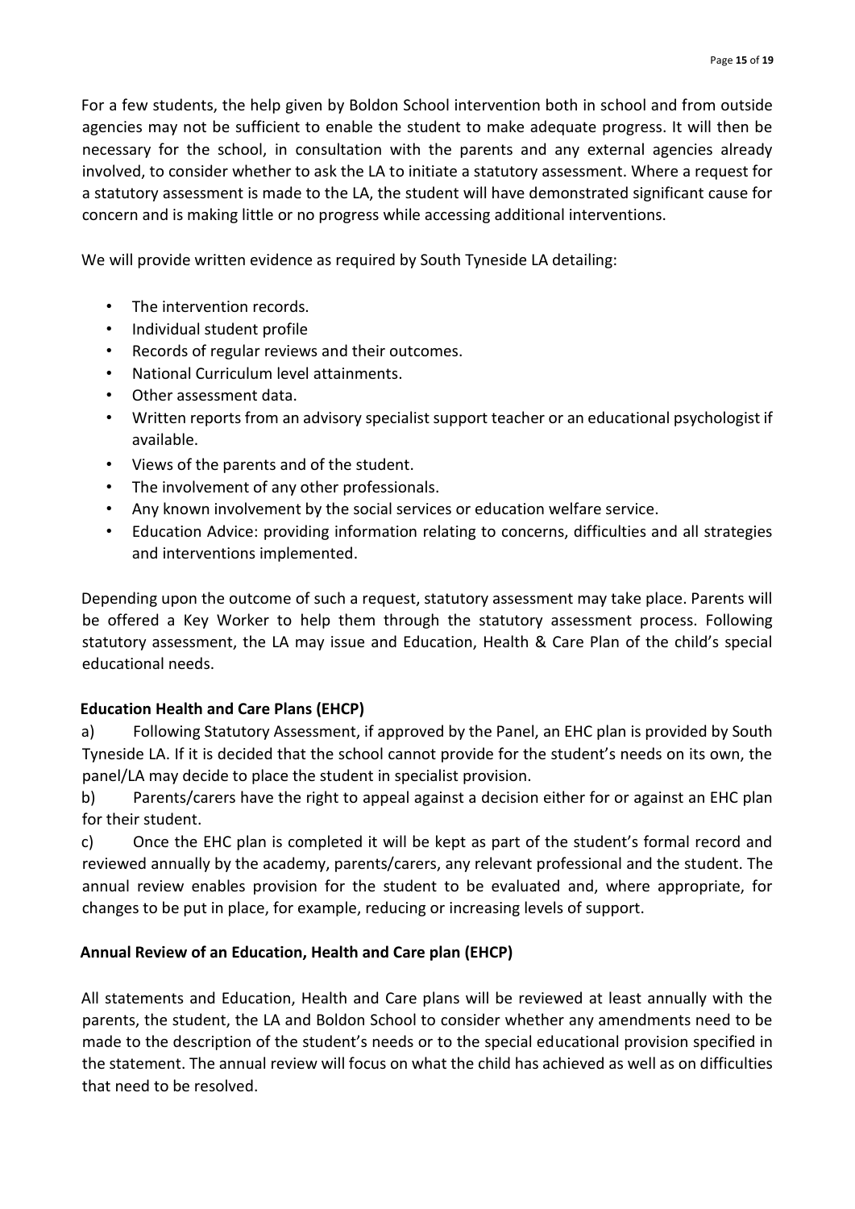For a few students, the help given by Boldon School intervention both in school and from outside agencies may not be sufficient to enable the student to make adequate progress. It will then be necessary for the school, in consultation with the parents and any external agencies already involved, to consider whether to ask the LA to initiate a statutory assessment. Where a request for a statutory assessment is made to the LA, the student will have demonstrated significant cause for concern and is making little or no progress while accessing additional interventions.

We will provide written evidence as required by South Tyneside LA detailing:

- The intervention records.
- Individual student profile
- Records of regular reviews and their outcomes.
- National Curriculum level attainments.
- Other assessment data.
- Written reports from an advisory specialist support teacher or an educational psychologist if available.
- Views of the parents and of the student.
- The involvement of any other professionals.
- Any known involvement by the social services or education welfare service.
- Education Advice: providing information relating to concerns, difficulties and all strategies and interventions implemented.

Depending upon the outcome of such a request, statutory assessment may take place. Parents will be offered a Key Worker to help them through the statutory assessment process. Following statutory assessment, the LA may issue and Education, Health & Care Plan of the child's special educational needs.

**Education Health and Care Plans (EHCP)**

a) Following Statutory Assessment, if approved by the Panel, an EHC plan is provided by South Tyneside LA. If it is decided that the school cannot provide for the student's needs on its own, the panel/LA may decide to place the student in specialist provision.

b) Parents/carers have the right to appeal against a decision either for or against an EHC plan for their student.

c) Once the EHC plan is completed it will be kept as part of the student's formal record and reviewed annually by the academy, parents/carers, any relevant professional and the student. The annual review enables provision for the student to be evaluated and, where appropriate, for changes to be put in place, for example, reducing or increasing levels of support.

**Annual Review of an Education, Health and Care plan (EHCP)**

All statements and Education, Health and Care plans will be reviewed at least annually with the parents, the student, the LA and Boldon School to consider whether any amendments need to be made to the description of the student's needs or to the special educational provision specified in the statement. The annual review will focus on what the child has achieved as well as on difficulties that need to be resolved.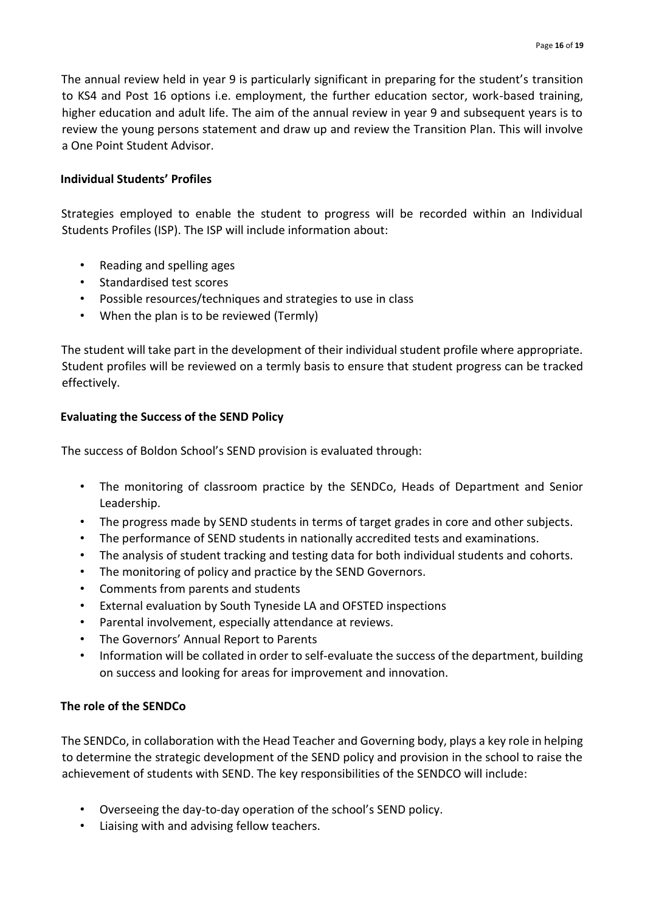The annual review held in year 9 is particularly significant in preparing for the student's transition to KS4 and Post 16 options i.e. employment, the further education sector, work-based training, higher education and adult life. The aim of the annual review in year 9 and subsequent years is to review the young persons statement and draw up and review the Transition Plan. This will involve a One Point Student Advisor.

### Individual Students' Profiles

Strategies employed to enable the student to progress will be recorded within an Individual Students Profiles (ISP). The ISP will include information about:

- Reading and spelling ages
- Standardised test scores
- Possible resources/techniques and strategies to use in class
- When the plan is to be reviewed (Termly)

The student will take part in the development of their individual student profile where appropriate. Student profiles will be reviewed on a termly basis to ensure that student progress can be tracked effectively.

### Evaluating the Success of the SEND Policy

The success of Boldon School's SEND provision is evaluated through:

- The monitoring of classroom practice by the SENDCo, Heads of Department and Senior Leadership.
- The progress made by SEND students in terms of target grades in core and other subjects.
- The performance of SEND students in nationally accredited tests and examinations.
- The analysis of student tracking and testing data for both individual students and cohorts.
- The monitoring of policy and practice by the SEND Governors.
- Comments from parents and students
- External evaluation by South Tyneside LA and OFSTED inspections
- Parental involvement, especially attendance at reviews.
- The Governors' Annual Report to Parents
- Information will be collated in order to self-evaluate the success of the department, building on success and looking for areas for improvement and innovation.

### The role of the SENDCo

The SENDCo, in collaboration with the Head Teacher and Governing body, plays a key role in helping to determine the strategic development of the SEND policy and provision in the school to raise the achievement of students with SEND. The key responsibilities of the SENDCO will include:

- Overseeing the day-to-day operation of the school's SEND policy.
- Liaising with and advising fellow teachers.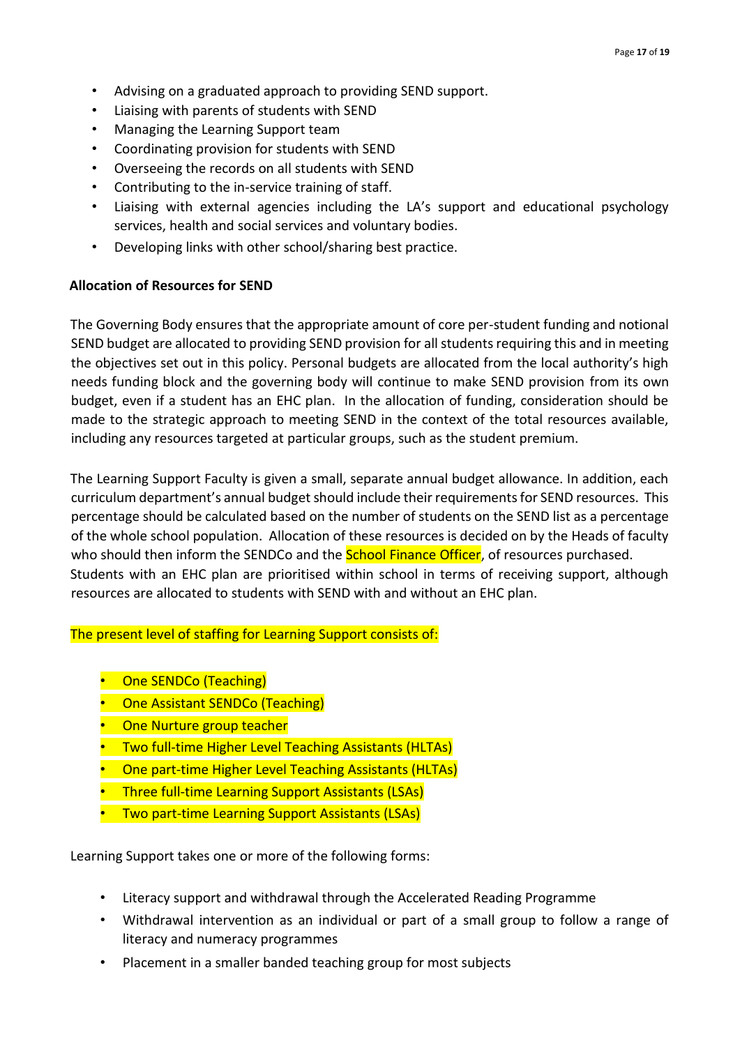- Advising on a graduated approach to providing SEND support.
- Liaising with parents of students with SEND
- Managing the Learning Support team
- Coordinating provision for students with SEND
- Overseeing the records on all students with SEND
- Contributing to the in-service training of staff.
- Liaising with external agencies including the LA's support and educational psychology services, health and social services and voluntary bodies.
- Developing links with other school/sharing best practice.

**Allocation of Resources for SEND**

The Governing Body ensures that the appropriate amount of core per-student funding and notional SEND budget are allocated to providing SEND provision for all students requiring this and in meeting the objectives set out in this policy. Personal budgets are allocated from the local authority's high needs funding block and the governing body will continue to make SEND provision from its own budget, even if a student has an EHC plan. In the allocation of funding, consideration should be made to the strategic approach to meeting SEND in the context of the total resources available, including any resources targeted at particular groups, such as the student premium.

The Learning Support Faculty is given a small, separate annual budget allowance. In addition, each curriculum department's annual budget should include their requirements for SEND resources. This percentage should be calculated based on the number of students on the SEND list as a percentage of the whole school population. Allocation of these resources is decided on by the Heads of faculty who should then inform the SENDCo and the School Finance Officer, of resources purchased.
Students with an EHC plan are prioritised within school in terms of receiving support, although resources are allocated to students with SEND with and without an EHC plan.

The present level of staffing for Learning Support consists of:

- One SENDCo (Teaching)
- One Assistant SENDCo (Teaching)
- One Nurture group teacher
- Two full-time Higher Level Teaching Assistants (HLTAs)
- One part-time Higher Level Teaching Assistants (HLTAs)
- Three full-time Learning Support Assistants (LSAs)
- Two part-time Learning Support Assistants (LSAs)

Learning Support takes one or more of the following forms:

- Literacy support and withdrawal through the Accelerated Reading Programme
- Withdrawal intervention as an individual or part of a small group to follow a range of literacy and numeracy programmes
- Placement in a smaller banded teaching group for most subjects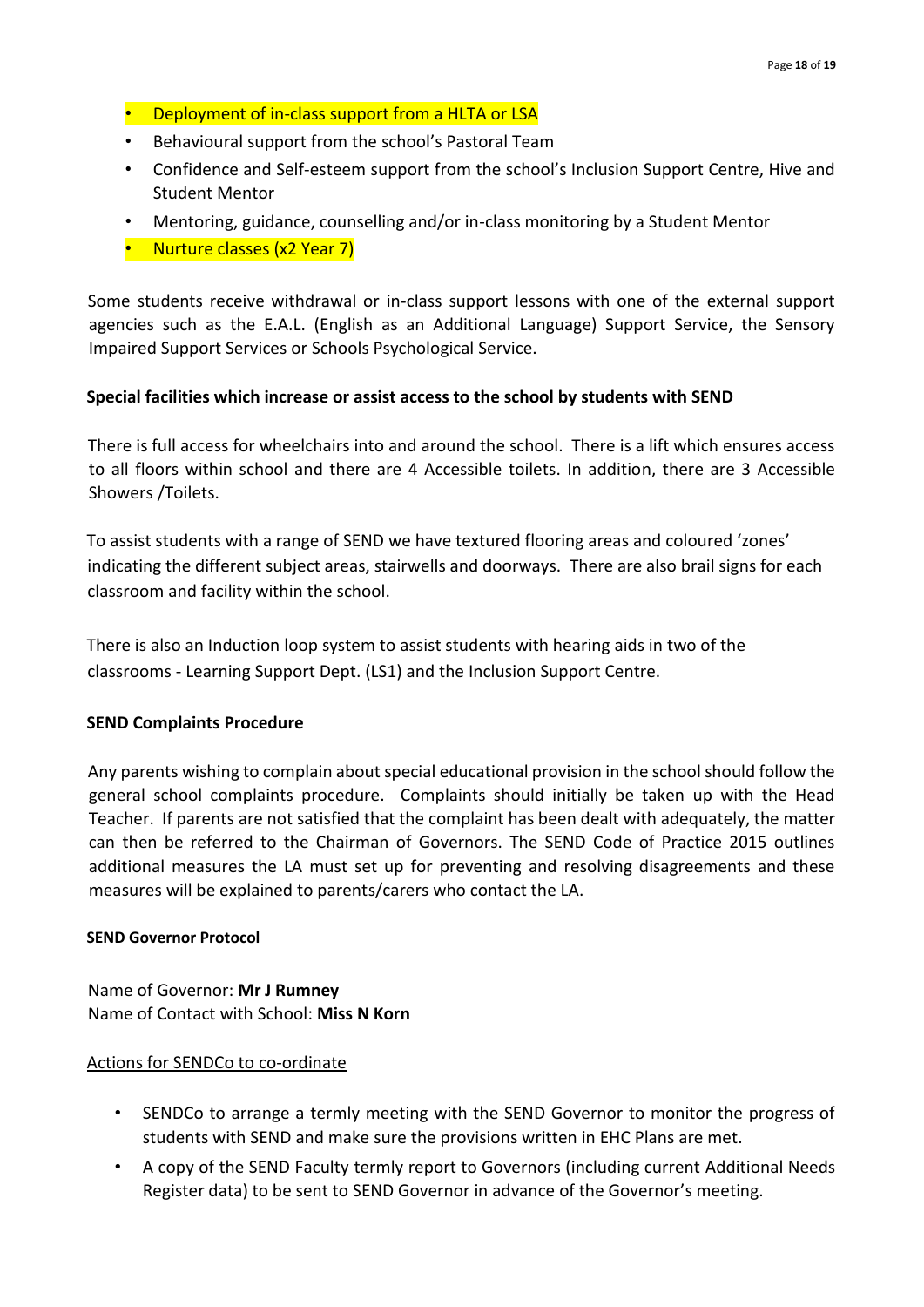- Deployment of in-class support from a HLTA or LSA
- Behavioural support from the school's Pastoral Team
- Confidence and Self-esteem support from the school's Inclusion Support Centre, Hive and Student Mentor
- Mentoring, guidance, counselling and/or in-class monitoring by a Student Mentor
- Nurture classes (x2 Year 7)

Some students receive withdrawal or in-class support lessons with one of the external support agencies such as the E.A.L. (English as an Additional Language) Support Service, the Sensory Impaired Support Services or Schools Psychological Service.

**Special facilities which increase or assist access to the school by students with SEND**

There is full access for wheelchairs into and around the school. There is a lift which ensures access to all floors within school and there are 4 Accessible toilets. In addition, there are 3 Accessible Showers /Toilets.

To assist students with a range of SEND we have textured flooring areas and coloured 'zones' indicating the different subject areas, stairwells and doorways. There are also brail signs for each classroom and facility within the school.

There is also an Induction loop system to assist students with hearing aids in two of the classrooms - Learning Support Dept. (LS1) and the Inclusion Support Centre.

**SEND Complaints Procedure**

Any parents wishing to complain about special educational provision in the school should follow the general school complaints procedure. Complaints should initially be taken up with the Head Teacher. If parents are not satisfied that the complaint has been dealt with adequately, the matter can then be referred to the Chairman of Governors. The SEND Code of Practice 2015 outlines additional measures the LA must set up for preventing and resolving disagreements and these measures will be explained to parents/carers who contact the LA.

**SEND Governor Protocol**

Name of Governor: **Mr J Rumney**
Name of Contact with School: **Miss N Korn**

<u>Actions for SENDCo to co-ordinate</u>

- SENDCo to arrange a termly meeting with the SEND Governor to monitor the progress of students with SEND and make sure the provisions written in EHC Plans are met.
- A copy of the SEND Faculty termly report to Governors (including current Additional Needs Register data) to be sent to SEND Governor in advance of the Governor's meeting.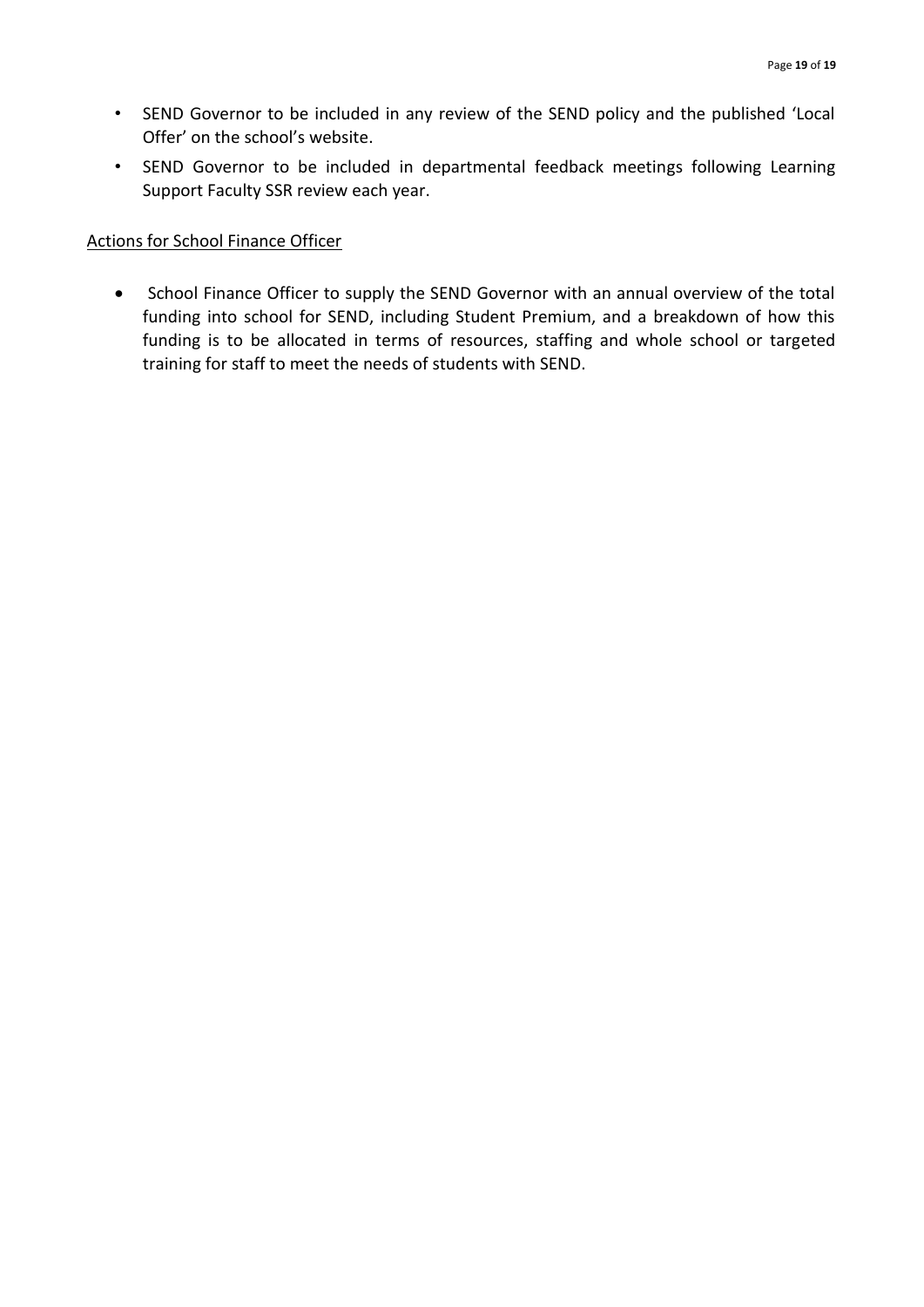- SEND Governor to be included in any review of the SEND policy and the published 'Local Offer' on the school's website.
- SEND Governor to be included in departmental feedback meetings following Learning Support Faculty SSR review each year.

<u>Actions for School Finance Officer</u>

- School Finance Officer to supply the SEND Governor with an annual overview of the total funding into school for SEND, including Student Premium, and a breakdown of how this funding is to be allocated in terms of resources, staffing and whole school or targeted training for staff to meet the needs of students with SEND.